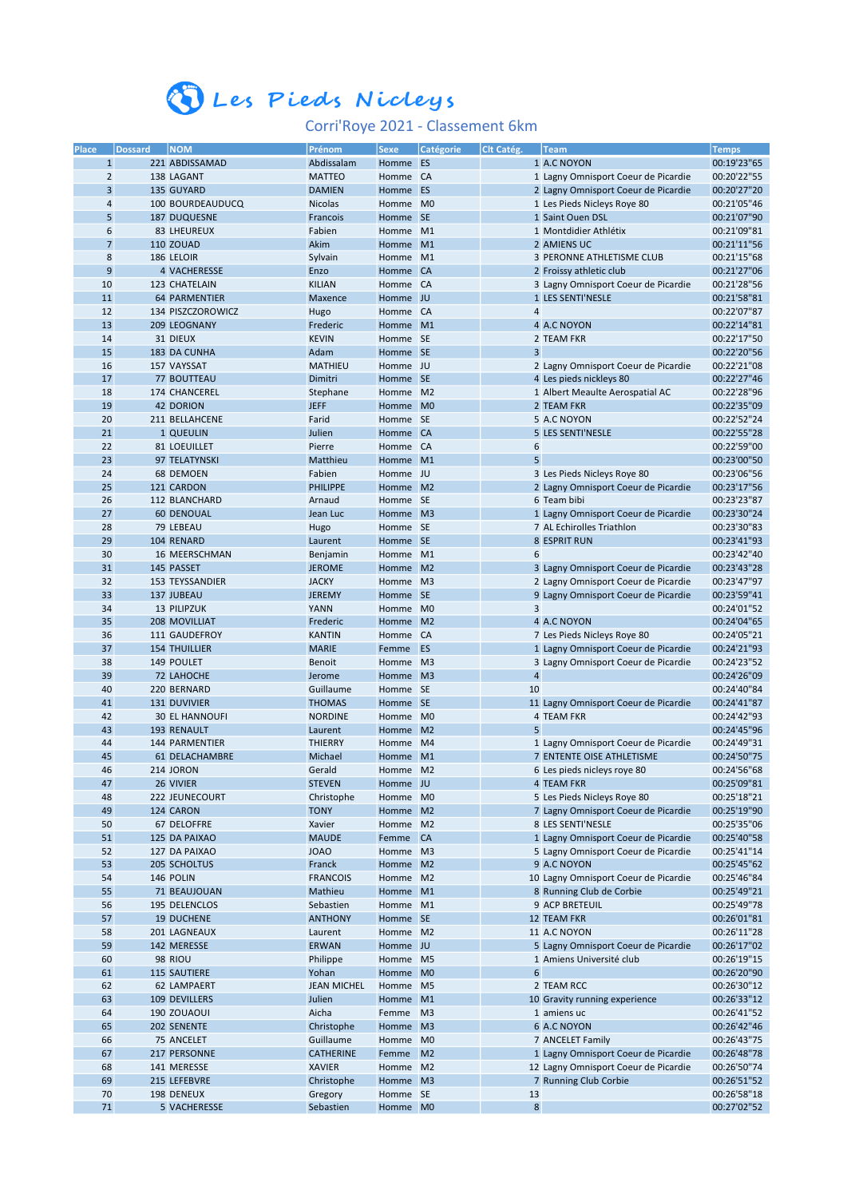# Les Pieds Nicleys

## Corri'Roye 2021 - Classement 6km

| Place | Dossard | NOM | Prénom | Sexe | Catégorie | Clt Catég. | Team | Temps |
|---|---|---|---|---|---|---|---|---|
| 1 | 221 | ABDISSAMAD | Abdissalam | Homme | ES | 1 | A.C NOYON | 00:19'23"65 |
| 2 | 138 | LAGANT | MATTEO | Homme | CA | 1 | Lagny Omnisport Coeur de Picardie | 00:20'22"55 |
| 3 | 135 | GUYARD | DAMIEN | Homme | ES | 2 | Lagny Omnisport Coeur de Picardie | 00:20'27"20 |
| 4 | 100 | BOURDEAUDUCQ | Nicolas | Homme | M0 | 1 | Les Pieds Nicleys Roye 80 | 00:21'05"46 |
| 5 | 187 | DUQUESNE | Francois | Homme | SE | 1 | Saint Ouen DSL | 00:21'07"90 |
| 6 | 83 | LHEUREUX | Fabien | Homme | M1 | 1 | Montdidier Athlétix | 00:21'09"81 |
| 7 | 110 | ZOUAD | Akim | Homme | M1 | 2 | AMIENS UC | 00:21'11"56 |
| 8 | 186 | LELOIR | Sylvain | Homme | M1 | 3 | PERONNE ATHLETISME CLUB | 00:21'15"68 |
| 9 | 4 | VACHERESSE | Enzo | Homme | CA | 2 | Froissy athletic club | 00:21'27"06 |
| 10 | 123 | CHATELAIN | KILIAN | Homme | CA | 3 | Lagny Omnisport Coeur de Picardie | 00:21'28"56 |
| 11 | 64 | PARMENTIER | Maxence | Homme | JU | 1 | LES SENTI'NESLE | 00:21'58"81 |
| 12 | 134 | PISZCZOROWICZ | Hugo | Homme | CA | 4 | | 00:22'07"87 |
| 13 | 209 | LEOGNAY | Frederic | Homme | M1 | 4 | A.C NOYON | 00:22'14"81 |
| 14 | 31 | DIEUX | KEVIN | Homme | SE | 2 | TEAM FKR | 00:22'17"50 |
| 15 | 183 | DA CUNHA | Adam | Homme | SE | 3 | | 00:22'20"56 |
| 16 | 157 | VAYSSAT | MATHIEU | Homme | JU | 2 | Lagny Omnisport Coeur de Picardie | 00:22'21"08 |
| 17 | 77 | BOUTTEAU | Dimitri | Homme | SE | 4 | Les pieds nickleys 80 | 00:22'27"46 |
| 18 | 174 | CHANCEREL | Stephane | Homme | M2 | 1 | Albert Meaulte Aerospatial AC | 00:22'28"96 |
| 19 | 42 | DORION | JEFF | Homme | M0 | 2 | TEAM FKR | 00:22'35"09 |
| 20 | 211 | BELLAHCENE | Farid | Homme | SE | 5 | A.C NOYON | 00:22'52"24 |
| 21 | 1 | QUEULIN | Julien | Homme | CA | 5 | LES SENTI'NESLE | 00:22'55"28 |
| 22 | 81 | LOEUILLET | Pierre | Homme | CA | 6 | | 00:22'59"00 |
| 23 | 97 | TELATYNSKI | Matthieu | Homme | M1 | 5 | | 00:23'00"50 |
| 24 | 68 | DEMOEN | Fabien | Homme | JU | 3 | Les Pieds Nicleys Roye 80 | 00:23'06"56 |
| 25 | 121 | CARDON | PHILIPPE | Homme | M2 | 2 | Lagny Omnisport Coeur de Picardie | 00:23'17"56 |
| 26 | 112 | BLANCHARD | Arnaud | Homme | SE | 6 | Team bibi | 00:23'23"87 |
| 27 | 60 | DENOUAL | Jean Luc | Homme | M3 | 1 | Lagny Omnisport Coeur de Picardie | 00:23'30"24 |
| 28 | 79 | LEBEAU | Hugo | Homme | SE | 7 | AL Echirolles Triathlon | 00:23'30"83 |
| 29 | 104 | RENARD | Laurent | Homme | SE | 8 | ESPRIT RUN | 00:23'41"93 |
| 30 | 16 | MEERSCHMAN | Benjamin | Homme | M1 | 6 | | 00:23'42"40 |
| 31 | 145 | PASSET | JEROME | Homme | M2 | 3 | Lagny Omnisport Coeur de Picardie | 00:23'43"28 |
| 32 | 153 | TEYSSANDIER | JACKY | Homme | M3 | 2 | Lagny Omnisport Coeur de Picardie | 00:23'47"97 |
| 33 | 137 | JUBEAU | JEREMY | Homme | SE | 9 | Lagny Omnisport Coeur de Picardie | 00:23'59"41 |
| 34 | 13 | PILIPZUK | YANN | Homme | M0 | 3 | | 00:24'01"52 |
| 35 | 208 | MOVILLIAT | Frederic | Homme | M2 | 4 | A.C NOYON | 00:24'04"65 |
| 36 | 111 | GAUDEFROY | KANTIN | Homme | CA | 7 | Les Pieds Nicleys Roye 80 | 00:24'05"21 |
| 37 | 154 | THUILLIER | MARIE | Femme | ES | 1 | Lagny Omnisport Coeur de Picardie | 00:24'21"93 |
| 38 | 149 | POULET | Benoit | Homme | M3 | 3 | Lagny Omnisport Coeur de Picardie | 00:24'23"52 |
| 39 | 72 | LAHOCHE | Jerome | Homme | M3 | 4 | | 00:24'26"09 |
| 40 | 220 | BERNARD | Guillaume | Homme | SE | 10 | | 00:24'40"84 |
| 41 | 131 | DUVIVIER | THOMAS | Homme | SE | 11 | Lagny Omnisport Coeur de Picardie | 00:24'41"87 |
| 42 | 30 | EL HANNOUFI | NORDINE | Homme | M0 | 4 | TEAM FKR | 00:24'42"93 |
| 43 | 193 | RENAULT | Laurent | Homme | M2 | 5 | | 00:24'45"96 |
| 44 | 144 | PARMENTIER | THIERRY | Homme | M4 | 1 | Lagny Omnisport Coeur de Picardie | 00:24'49"31 |
| 45 | 61 | DELACHAMBRE | Michael | Homme | M1 | 7 | ENTENTE OISE ATHLETISME | 00:24'50"75 |
| 46 | 214 | JORON | Gerald | Homme | M2 | 6 | Les pieds nicleys roye 80 | 00:24'56"68 |
| 47 | 26 | VIVIER | STEVEN | Homme | JU | 4 | TEAM FKR | 00:25'09"81 |
| 48 | 222 | JEUNECOURT | Christophe | Homme | M0 | 5 | Les Pieds Nicleys Roye 80 | 00:25'18"21 |
| 49 | 124 | CARON | TONY | Homme | M2 | 7 | Lagny Omnisport Coeur de Picardie | 00:25'19"90 |
| 50 | 67 | DELOFFRE | Xavier | Homme | M2 | 8 | LES SENTI'NESLE | 00:25'35"06 |
| 51 | 125 | DA PAIXAO | MAUDE | Femme | CA | 1 | Lagny Omnisport Coeur de Picardie | 00:25'40"58 |
| 52 | 127 | DA PAIXAO | JOAO | Homme | M3 | 5 | Lagny Omnisport Coeur de Picardie | 00:25'41"14 |
| 53 | 205 | SCHOLTUS | Franck | Homme | M2 | 9 | A.C NOYON | 00:25'45"62 |
| 54 | 146 | POLIN | FRANCOIS | Homme | M2 | 10 | Lagny Omnisport Coeur de Picardie | 00:25'46"84 |
| 55 | 71 | BEAUJOUAN | Mathieu | Homme | M1 | 8 | Running Club de Corbie | 00:25'49"21 |
| 56 | 195 | DELENCLOS | Sebastien | Homme | M1 | 9 | ACP BRETEUIL | 00:25'49"78 |
| 57 | 19 | DUCHENE | ANTHONY | Homme | SE | 12 | TEAM FKR | 00:26'01"81 |
| 58 | 201 | LAGNEAUX | Laurent | Homme | M2 | 11 | A.C NOYON | 00:26'11"28 |
| 59 | 142 | MERESSE | ERWAN | Homme | JU | 5 | Lagny Omnisport Coeur de Picardie | 00:26'17"02 |
| 60 | 98 | RIOU | Philippe | Homme | M5 | 1 | Amiens Université club | 00:26'19"15 |
| 61 | 115 | SAUTIERE | Yohan | Homme | M0 | 6 | | 00:26'20"90 |
| 62 | 62 | LAMPAERT | JEAN MICHEL | Homme | M5 | 2 | TEAM RCC | 00:26'30"12 |
| 63 | 109 | DEVILLERS | Julien | Homme | M1 | 10 | Gravity running experience | 00:26'33"12 |
| 64 | 190 | ZOUAOUI | Aicha | Femme | M3 | 1 | amiens uc | 00:26'41"52 |
| 65 | 202 | SENENTE | Christophe | Homme | M3 | 6 | A.C NOYON | 00:26'42"46 |
| 66 | 75 | ANCELET | Guillaume | Homme | M0 | 7 | ANCELET Family | 00:26'43"75 |
| 67 | 217 | PERSONNE | CATHERINE | Femme | M2 | 1 | Lagny Omnisport Coeur de Picardie | 00:26'48"78 |
| 68 | 141 | MERESSE | XAVIER | Homme | M2 | 12 | Lagny Omnisport Coeur de Picardie | 00:26'50"74 |
| 69 | 215 | LEFEBVRE | Christophe | Homme | M3 | 7 | Running Club Corbie | 00:26'51"52 |
| 70 | 198 | DENEUX | Gregory | Homme | SE | 13 | | 00:26'58"18 |
| 71 | 5 | VACHERESSE | Sebastien | Homme | M0 | 8 | | 00:27'02"52 |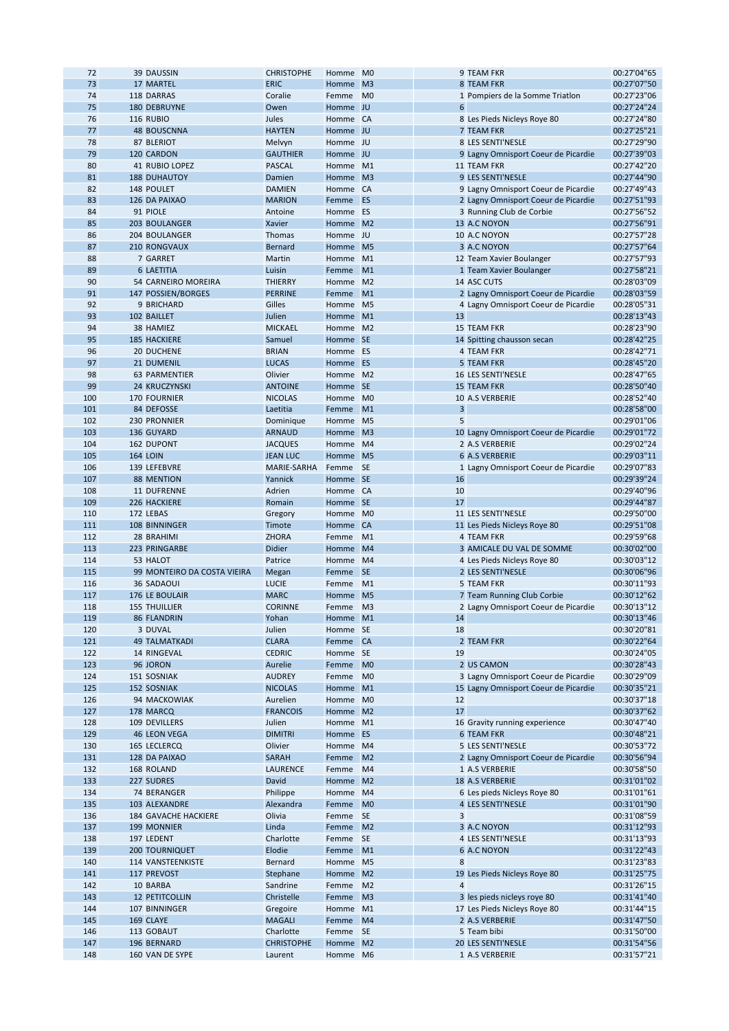| 72 | 39 | DAUSSIN | CHRISTOPHE | Homme | M0 | 9 | TEAM FKR | 00:27'04"65 |
|---|---|---|---|---|---|---|---|---|
| 73 | 17 | MARTEL | ERIC | Homme | M3 | 8 | TEAM FKR | 00:27'07"50 |
| 74 | 118 | DARRAS | Coralie | Femme | M0 | 1 | Pompiers de la Somme Triatlon | 00:27'23"06 |
| 75 | 180 | DEBRUYNE | Owen | Homme | JU | 6 | | 00:27'24"24 |
| 76 | 116 | RUBIO | Jules | Homme | CA | 8 | Les Pieds Nicleys Roye 80 | 00:27'24"80 |
| 77 | 48 | BOUSCNNA | HAYTEN | Homme | JU | 7 | TEAM FKR | 00:27'25"21 |
| 78 | 87 | BLERIOT | Melvyn | Homme | JU | 8 | LES SENTI'NESLE | 00:27'29"90 |
| 79 | 120 | CARDON | GAUTHIER | Homme | JU | 9 | Lagny Omnisport Coeur de Picardie | 00:27'39"03 |
| 80 | 41 | RUBIO LOPEZ | PASCAL | Homme | M1 | 11 | TEAM FKR | 00:27'42"20 |
| 81 | 188 | DUHAUTOY | Damien | Homme | M3 | 9 | LES SENTI'NESLE | 00:27'44"90 |
| 82 | 148 | POULET | DAMIEN | Homme | CA | 9 | Lagny Omnisport Coeur de Picardie | 00:27'49"43 |
| 83 | 126 | DA PAIXAO | MARION | Femme | ES | 2 | Lagny Omnisport Coeur de Picardie | 00:27'51"93 |
| 84 | 91 | PIOLE | Antoine | Homme | ES | 3 | Running Club de Corbie | 00:27'56"52 |
| 85 | 203 | BOULANGER | Xavier | Homme | M2 | 13 | A.C NOYON | 00:27'56"91 |
| 86 | 204 | BOULANGER | Thomas | Homme | JU | 10 | A.C NOYON | 00:27'57"28 |
| 87 | 210 | RONGVAUX | Bernard | Homme | M5 | 3 | A.C NOYON | 00:27'57"64 |
| 88 | 7 | GARRET | Martin | Homme | M1 | 12 | Team Xavier Boulanger | 00:27'57"93 |
| 89 | 6 | LAETITIA | Luisin | Femme | M1 | 1 | Team Xavier Boulanger | 00:27'58"21 |
| 90 | 54 | CARNEIRO MOREIRA | THIERRY | Homme | M2 | 14 | ASC CUTS | 00:28'03"09 |
| 91 | 147 | POSSIEN/BORGES | PERRINE | Femme | M1 | 2 | Lagny Omnisport Coeur de Picardie | 00:28'03"59 |
| 92 | 9 | BRICHARD | Gilles | Homme | M5 | 4 | Lagny Omnisport Coeur de Picardie | 00:28'05"31 |
| 93 | 102 | BAILLET | Julien | Homme | M1 | 13 | | 00:28'13"43 |
| 94 | 38 | HAMIEZ | MICKAEL | Homme | M2 | 15 | TEAM FKR | 00:28'23"90 |
| 95 | 185 | HACKIERE | Samuel | Homme | SE | 14 | Spitting chausson secan | 00:28'42"25 |
| 96 | 20 | DUCHENE | BRIAN | Homme | ES | 4 | TEAM FKR | 00:28'42"71 |
| 97 | 21 | DUMENIL | LUCAS | Homme | ES | 5 | TEAM FKR | 00:28'45"20 |
| 98 | 63 | PARMENTIER | Olivier | Homme | M2 | 16 | LES SENTI'NESLE | 00:28'47"65 |
| 99 | 24 | KRUCZYNSKI | ANTOINE | Homme | SE | 15 | TEAM FKR | 00:28'50"40 |
| 100 | 170 | FOURNIER | NICOLAS | Homme | M0 | 10 | A.S VERBERIE | 00:28'52"40 |
| 101 | 84 | DEFOSSE | Laetitia | Femme | M1 | 3 | | 00:28'58"00 |
| 102 | 230 | PRONNIER | Dominique | Homme | M5 | 5 | | 00:29'01"06 |
| 103 | 136 | GUYARD | ARNAUD | Homme | M3 | 10 | Lagny Omnisport Coeur de Picardie | 00:29'01"72 |
| 104 | 162 | DUPONT | JACQUES | Homme | M4 | 2 | A.S VERBERIE | 00:29'02"24 |
| 105 | 164 | LOIN | JEAN LUC | Homme | M5 | 6 | A.S VERBERIE | 00:29'03"11 |
| 106 | 139 | LEFEBVRE | MARIE-SARHA | Femme | SE | 1 | Lagny Omnisport Coeur de Picardie | 00:29'07"83 |
| 107 | 88 | MENTION | Yannick | Homme | SE | 16 | | 00:29'39"24 |
| 108 | 11 | DUFRENNE | Adrien | Homme | CA | 10 | | 00:29'40"96 |
| 109 | 226 | HACKIERE | Romain | Homme | SE | 17 | | 00:29'44"87 |
| 110 | 172 | LEBAS | Gregory | Homme | M0 | 11 | LES SENTI'NESLE | 00:29'50"00 |
| 111 | 108 | BINNINGER | Timote | Homme | CA | 11 | Les Pieds Nicleys Roye 80 | 00:29'51"08 |
| 112 | 28 | BRAHIMI | ZHORA | Femme | M1 | 4 | TEAM FKR | 00:29'59"68 |
| 113 | 223 | PRINGARBE | Didier | Homme | M4 | 3 | AMICALE DU VAL DE SOMME | 00:30'02"00 |
| 114 | 53 | HALOT | Patrice | Homme | M4 | 4 | Les Pieds Nicleys Roye 80 | 00:30'03"12 |
| 115 | 99 | MONTEIRO DA COSTA VIEIRA | Megan | Femme | SE | 2 | LES SENTI'NESLE | 00:30'06"96 |
| 116 | 36 | SADAOUI | LUCIE | Femme | M1 | 5 | TEAM FKR | 00:30'11"93 |
| 117 | 176 | LE BOULAIR | MARC | Homme | M5 | 7 | Team Running Club Corbie | 00:30'12"62 |
| 118 | 155 | THUILLIER | CORINNE | Femme | M3 | 2 | Lagny Omnisport Coeur de Picardie | 00:30'13"12 |
| 119 | 86 | FLANDRIN | Yohan | Homme | M1 | 14 | | 00:30'13"46 |
| 120 | 3 | DUVAL | Julien | Homme | SE | 18 | | 00:30'20"81 |
| 121 | 49 | TALMATKADI | CLARA | Femme | CA | 2 | TEAM FKR | 00:30'22"64 |
| 122 | 14 | RINGEVAL | CEDRIC | Homme | SE | 19 | | 00:30'24"05 |
| 123 | 96 | JORON | Aurelie | Femme | M0 | 2 | US CAMON | 00:30'28"43 |
| 124 | 151 | SOSNIAK | AUDREY | Femme | M0 | 3 | Lagny Omnisport Coeur de Picardie | 00:30'29"09 |
| 125 | 152 | SOSNIAK | NICOLAS | Homme | M1 | 15 | Lagny Omnisport Coeur de Picardie | 00:30'35"21 |
| 126 | 94 | MACKOWIAK | Aurelien | Homme | M0 | 12 | | 00:30'37"18 |
| 127 | 178 | MARCQ | FRANCOIS | Homme | M2 | 17 | | 00:30'37"62 |
| 128 | 109 | DEVILLERS | Julien | Homme | M1 | 16 | Gravity running experience | 00:30'47"40 |
| 129 | 46 | LEON VEGA | DIMITRI | Homme | ES | 6 | TEAM FKR | 00:30'48"21 |
| 130 | 165 | LECLERCQ | Olivier | Homme | M4 | 5 | LES SENTI'NESLE | 00:30'53"72 |
| 131 | 128 | DA PAIXAO | SARAH | Femme | M2 | 2 | Lagny Omnisport Coeur de Picardie | 00:30'56"94 |
| 132 | 168 | ROLAND | LAURENCE | Femme | M4 | 1 | A.S VERBERIE | 00:30'58"50 |
| 133 | 227 | SUDRES | David | Homme | M2 | 18 | A.S VERBERIE | 00:31'01"02 |
| 134 | 74 | BERANGER | Philippe | Homme | M4 | 6 | Les pieds Nicleys Roye 80 | 00:31'01"61 |
| 135 | 103 | ALEXANDRE | Alexandra | Femme | M0 | 4 | LES SENTI'NESLE | 00:31'01"90 |
| 136 | 184 | GAVACHE HACKIERE | Olivia | Femme | SE | 3 | | 00:31'08"59 |
| 137 | 199 | MONNIER | Linda | Femme | M2 | 3 | A.C NOYON | 00:31'12"93 |
| 138 | 197 | LEDENT | Charlotte | Femme | SE | 4 | LES SENTI'NESLE | 00:31'13"93 |
| 139 | 200 | TOURNIQUET | Elodie | Femme | M1 | 6 | A.C NOYON | 00:31'22"43 |
| 140 | 114 | VANSTEENKISTE | Bernard | Homme | M5 | 8 | | 00:31'23"83 |
| 141 | 117 | PREVOST | Stephane | Homme | M2 | 19 | Les Pieds Nicleys Roye 80 | 00:31'25"75 |
| 142 | 10 | BARBA | Sandrine | Femme | M2 | 4 | | 00:31'26"15 |
| 143 | 12 | PETITCOLLIN | Christelle | Femme | M3 | 3 | les pieds nicleys roye 80 | 00:31'41"40 |
| 144 | 107 | BINNINGER | Gregoire | Homme | M1 | 17 | Les Pieds Nicleys Roye 80 | 00:31'44"15 |
| 145 | 169 | CLAYE | MAGALI | Femme | M4 | 2 | A.S VERBERIE | 00:31'47"50 |
| 146 | 113 | GOBAUT | Charlotte | Femme | SE | 5 | Team bibi | 00:31'50"00 |
| 147 | 196 | BERNARD | CHRISTOPHE | Homme | M2 | 20 | LES SENTI'NESLE | 00:31'54"56 |
| 148 | 160 | VAN DE SYPE | Laurent | Homme | M6 | 1 | A.S VERBERIE | 00:31'57"21 |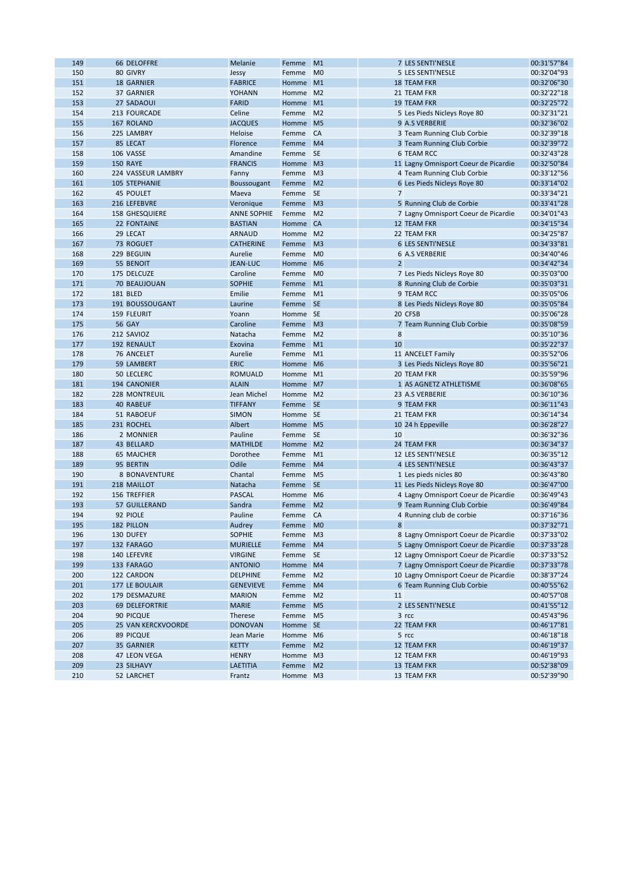| | | | | | | | | |
|---|---|---|---|---|---|---|---|---|
| 149 | 66 | DELOFFRE | Melanie | Femme | M1 | 7 | LES SENTI'NESLE | 00:31'57"84 |
| 150 | 80 | GIVRY | Jessy | Femme | M0 | 5 | LES SENTI'NESLE | 00:32'04"93 |
| 151 | 18 | GARNIER | FABRICE | Homme | M1 | 18 | TEAM FKR | 00:32'06"30 |
| 152 | 37 | GARNIER | YOHANN | Homme | M2 | 21 | TEAM FKR | 00:32'22"18 |
| 153 | 27 | SADAOUI | FARID | Homme | M1 | 19 | TEAM FKR | 00:32'25"72 |
| 154 | 213 | FOURCADE | Celine | Femme | M2 | 5 | Les Pieds Nicleys Roye 80 | 00:32'31"21 |
| 155 | 167 | ROLAND | JACQUES | Homme | M5 | 9 | A.S VERBERIE | 00:32'36"02 |
| 156 | 225 | LAMBRY | Heloise | Femme | CA | 3 | Team Running Club Corbie | 00:32'39"18 |
| 157 | 85 | LECAT | Florence | Femme | M4 | 3 | Team Running Club Corbie | 00:32'39"72 |
| 158 | 106 | VASSE | Amandine | Femme | SE | 6 | TEAM RCC | 00:32'43"28 |
| 159 | 150 | RAYE | FRANCIS | Homme | M3 | 11 | Lagny Omnisport Coeur de Picardie | 00:32'50"84 |
| 160 | 224 | VASSEUR LAMBRY | Fanny | Femme | M3 | 4 | Team Running Club Corbie | 00:33'12"56 |
| 161 | 105 | STEPHANIE | Boussougant | Femme | M2 | 6 | Les Pieds Nicleys Roye 80 | 00:33'14"02 |
| 162 | 45 | POULET | Maeva | Femme | SE | 7 | | 00:33'34"21 |
| 163 | 216 | LEFEBVRE | Veronique | Femme | M3 | 5 | Running Club de Corbie | 00:33'41"28 |
| 164 | 158 | GHESQUIERE | ANNE SOPHIE | Femme | M2 | 7 | Lagny Omnisport Coeur de Picardie | 00:34'01"43 |
| 165 | 22 | FONTAINE | BASTIAN | Homme | CA | 12 | TEAM FKR | 00:34'15"34 |
| 166 | 29 | LECAT | ARNAUD | Homme | M2 | 22 | TEAM FKR | 00:34'25"87 |
| 167 | 73 | ROGUET | CATHERINE | Femme | M3 | 6 | LES SENTI'NESLE | 00:34'33"81 |
| 168 | 229 | BEGUIN | Aurelie | Femme | M0 | 6 | A.S VERBERIE | 00:34'40"46 |
| 169 | 55 | BENOIT | JEAN-LUC | Homme | M6 | 2 | | 00:34'42"34 |
| 170 | 175 | DELCUZE | Caroline | Femme | M0 | 7 | Les Pieds Nicleys Roye 80 | 00:35'03"00 |
| 171 | 70 | BEAUJOUAN | SOPHIE | Femme | M1 | 8 | Running Club de Corbie | 00:35'03"31 |
| 172 | 181 | BLED | Emilie | Femme | M1 | 9 | TEAM RCC | 00:35'05"06 |
| 173 | 191 | BOUSSOUGANT | Laurine | Femme | SE | 8 | Les Pieds Nicleys Roye 80 | 00:35'05"84 |
| 174 | 159 | FLEURIT | Yoann | Homme | SE | 20 | CFSB | 00:35'06"28 |
| 175 | 56 | GAY | Caroline | Femme | M3 | 7 | Team Running Club Corbie | 00:35'08"59 |
| 176 | 212 | SAVIOZ | Natacha | Femme | M2 | 8 | | 00:35'10"36 |
| 177 | 192 | RENAULT | Exovina | Femme | M1 | 10 | | 00:35'22"37 |
| 178 | 76 | ANCELET | Aurelie | Femme | M1 | 11 | ANCELET Family | 00:35'52"06 |
| 179 | 59 | LAMBERT | ERIC | Homme | M6 | 3 | Les Pieds Nicleys Roye 80 | 00:35'56"21 |
| 180 | 50 | LECLERC | ROMUALD | Homme | M1 | 20 | TEAM FKR | 00:35'59"96 |
| 181 | 194 | CANONIER | ALAIN | Homme | M7 | 1 | AS AGNETZ ATHLETISME | 00:36'08"65 |
| 182 | 228 | MONTREUIL | Jean Michel | Homme | M2 | 23 | A.S VERBERIE | 00:36'10"36 |
| 183 | 40 | RABEUF | TIFFANY | Femme | SE | 9 | TEAM FKR | 00:36'11"43 |
| 184 | 51 | RABOEUF | SIMON | Homme | SE | 21 | TEAM FKR | 00:36'14"34 |
| 185 | 231 | ROCHEL | Albert | Homme | M5 | 10 | 24 h Eppeville | 00:36'28"27 |
| 186 | 2 | MONNIER | Pauline | Femme | SE | 10 | | 00:36'32"36 |
| 187 | 43 | BELLARD | MATHILDE | Homme | M2 | 24 | TEAM FKR | 00:36'34"37 |
| 188 | 65 | MAJCHER | Dorothee | Femme | M1 | 12 | LES SENTI'NESLE | 00:36'35"12 |
| 189 | 95 | BERTIN | Odile | Femme | M4 | 4 | LES SENTI'NESLE | 00:36'43"37 |
| 190 | 8 | BONAVENTURE | Chantal | Femme | M5 | 1 | Les pieds nicles 80 | 00:36'43"80 |
| 191 | 218 | MAILLOT | Natacha | Femme | SE | 11 | Les Pieds Nicleys Roye 80 | 00:36'47"00 |
| 192 | 156 | TREFFIER | PASCAL | Homme | M6 | 4 | Lagny Omnisport Coeur de Picardie | 00:36'49"43 |
| 193 | 57 | GUILLERAND | Sandra | Femme | M2 | 9 | Team Running Club Corbie | 00:36'49"84 |
| 194 | 92 | PIOLE | Pauline | Femme | CA | 4 | Running club de corbie | 00:37'16"36 |
| 195 | 182 | PILLON | Audrey | Femme | M0 | 8 | | 00:37'32"71 |
| 196 | 130 | DUFEY | SOPHIE | Femme | M3 | 8 | Lagny Omnisport Coeur de Picardie | 00:37'33"02 |
| 197 | 132 | FARAGO | MURIELLE | Femme | M4 | 5 | Lagny Omnisport Coeur de Picardie | 00:37'33"28 |
| 198 | 140 | LEFEVRE | VIRGINE | Femme | SE | 12 | Lagny Omnisport Coeur de Picardie | 00:37'33"52 |
| 199 | 133 | FARAGO | ANTONIO | Homme | M4 | 7 | Lagny Omnisport Coeur de Picardie | 00:37'33"78 |
| 200 | 122 | CARDON | DELPHINE | Femme | M2 | 10 | Lagny Omnisport Coeur de Picardie | 00:38'37"24 |
| 201 | 177 | LE BOULAIR | GENEVIEVE | Femme | M4 | 6 | Team Running Club Corbie | 00:40'55"62 |
| 202 | 179 | DESMAZURE | MARION | Femme | M2 | 11 | | 00:40'57"08 |
| 203 | 69 | DELEFORTRIE | MARIE | Femme | M5 | 2 | LES SENTI'NESLE | 00:41'55"12 |
| 204 | 90 | PICQUE | Therese | Femme | M5 | 3 | rcc | 00:45'43"96 |
| 205 | 25 | VAN KERCKVOORDE | DONOVAN | Homme | SE | 22 | TEAM FKR | 00:46'17"81 |
| 206 | 89 | PICQUE | Jean Marie | Homme | M6 | 5 | rcc | 00:46'18"18 |
| 207 | 35 | GARNIER | KETTY | Femme | M2 | 12 | TEAM FKR | 00:46'19"37 |
| 208 | 47 | LEON VEGA | HENRY | Homme | M3 | 12 | TEAM FKR | 00:46'19"93 |
| 209 | 23 | SILHAVY | LAETITIA | Femme | M2 | 13 | TEAM FKR | 00:52'38"09 |
| 210 | 52 | LARCHET | Frantz | Homme | M3 | 13 | TEAM FKR | 00:52'39"90 |